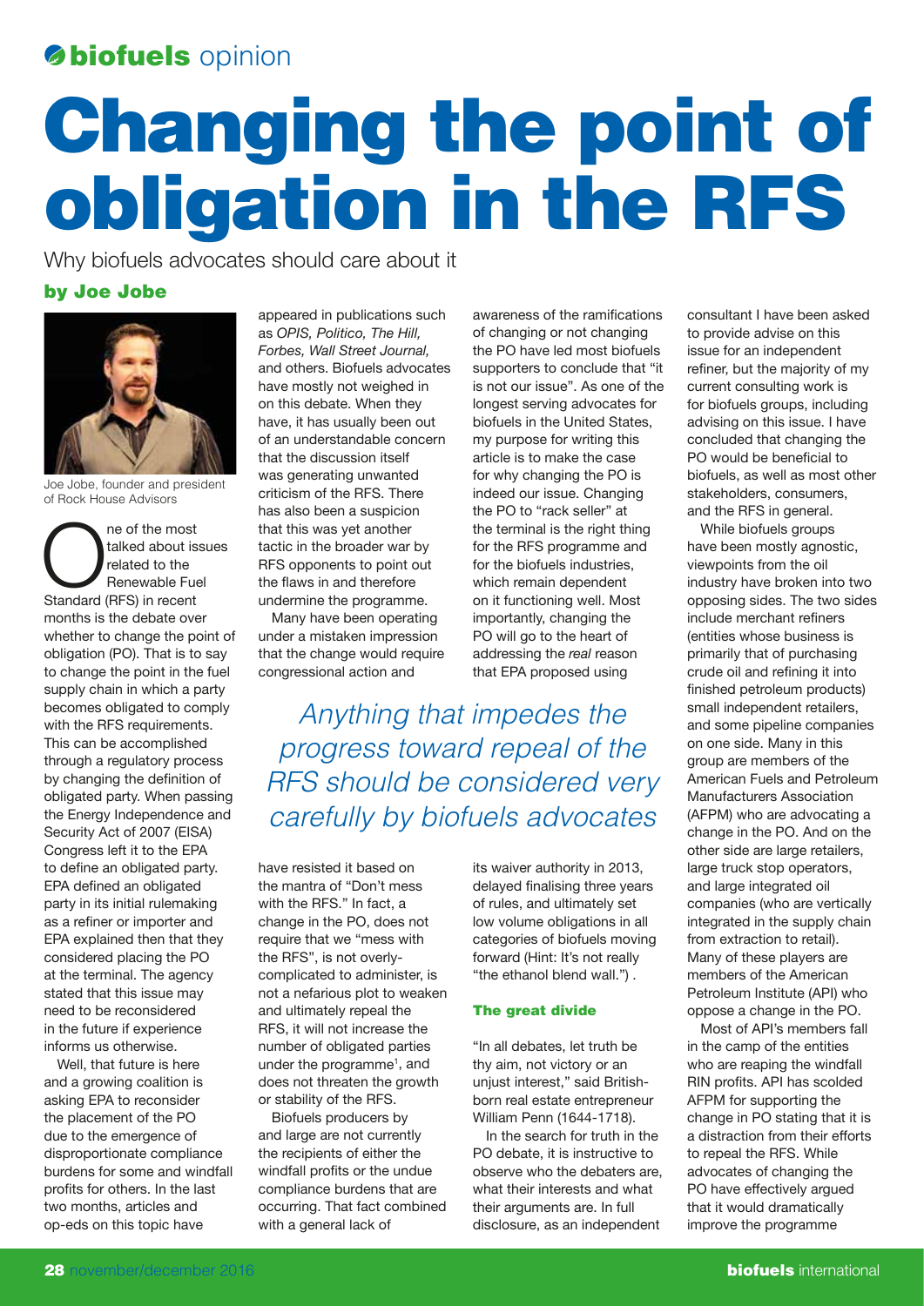biofuels opinion

# Changing the point of obligation in the RFS

Why biofuels advocates should care about it

**by Joe Jobe**

Joe Jobe, founder and president of Rock House Advisors

One of the most talked about issues related to the Renewable Fuel Standard (RFS) in recent months is the debate over whether to change the point of obligation (PO). That is to say to change the point in the fuel supply chain in which a party becomes obligated to comply with the RFS requirements. This can be accomplished through a regulatory process by changing the definition of obligated party. When passing the Energy Independence and Security Act of 2007 (EISA) Congress left it to the EPA to define an obligated party. EPA defined an obligated party in its initial rulemaking as a refiner or importer and EPA explained then that they considered placing the PO at the terminal. The agency stated that this issue may need to be reconsidered in the future if experience informs us otherwise.

Well, that future is here and a growing coalition is asking EPA to reconsider the placement of the PO due to the emergence of disproportionate compliance burdens for some and windfall profits for others. In the last two months, articles and op-eds on this topic have appeared in publications such as *OPIS, Politico, The Hill, Forbes, Wall Street Journal,* and others. Biofuels advocates have mostly not weighed in on this debate. When they have, it has usually been out of an understandable concern that the discussion itself was generating unwanted criticism of the RFS. There has also been a suspicion that this was yet another tactic in the broader war by RFS opponents to point out the flaws in and therefore undermine the programme.

Many have been operating under a mistaken impression that the change would require congressional action and have resisted it based on the mantra of "Don't mess with the RFS." In fact, a change in the PO, does not require that we "mess with the RFS", is not overly-complicated to administer, is not a nefarious plot to weaken and ultimately repeal the RFS, it will not increase the number of obligated parties under the programme[1], and does not threaten the growth or stability of the RFS.

Biofuels producers by and large are not currently the recipients of either the windfall profits or the undue compliance burdens that are occurring. That fact combined with a general lack of awareness of the ramifications of changing or not changing the PO have led most biofuels supporters to conclude that "it is not our issue". As one of the longest serving advocates for biofuels in the United States, my purpose for writing this article is to make the case for why changing the PO is indeed our issue. Changing the PO to "rack seller" at the terminal is the right thing for the RFS programme and for the biofuels industries, which remain dependent on it functioning well. Most importantly, changing the PO will go to the heart of addressing the *real* reason that EPA proposed using its waiver authority in 2013, delayed finalising three years of rules, and ultimately set low volume obligations in all categories of biofuels moving forward (Hint: It's not really "the ethanol blend wall.") .

*Anything that impedes the progress toward repeal of the RFS should be considered very carefully by biofuels advocates*

### The great divide

"In all debates, let truth be thy aim, not victory or an unjust interest," said British-born real estate entrepreneur William Penn (1644-1718).

In the search for truth in the PO debate, it is instructive to observe who the debaters are, what their interests and what their arguments are. In full disclosure, as an independent consultant I have been asked to provide advise on this issue for an independent refiner, but the majority of my current consulting work is for biofuels groups, including advising on this issue. I have concluded that changing the PO would be beneficial to biofuels, as well as most other stakeholders, consumers, and the RFS in general.

While biofuels groups have been mostly agnostic, viewpoints from the oil industry have broken into two opposing sides. The two sides include merchant refiners (entities whose business is primarily that of purchasing crude oil and refining it into finished petroleum products) small independent retailers, and some pipeline companies on one side. Many in this group are members of the American Fuels and Petroleum Manufacturers Association (AFPM) who are advocating a change in the PO. And on the other side are large retailers, large truck stop operators, and large integrated oil companies (who are vertically integrated in the supply chain from extraction to retail). Many of these players are members of the American Petroleum Institute (API) who oppose a change in the PO.

Most of API's members fall in the camp of the entities who are reaping the windfall RIN profits. API has scolded AFPM for supporting the change in PO stating that it is a distraction from their efforts to repeal the RFS. While advocates of changing the PO have effectively argued that it would dramatically improve the programme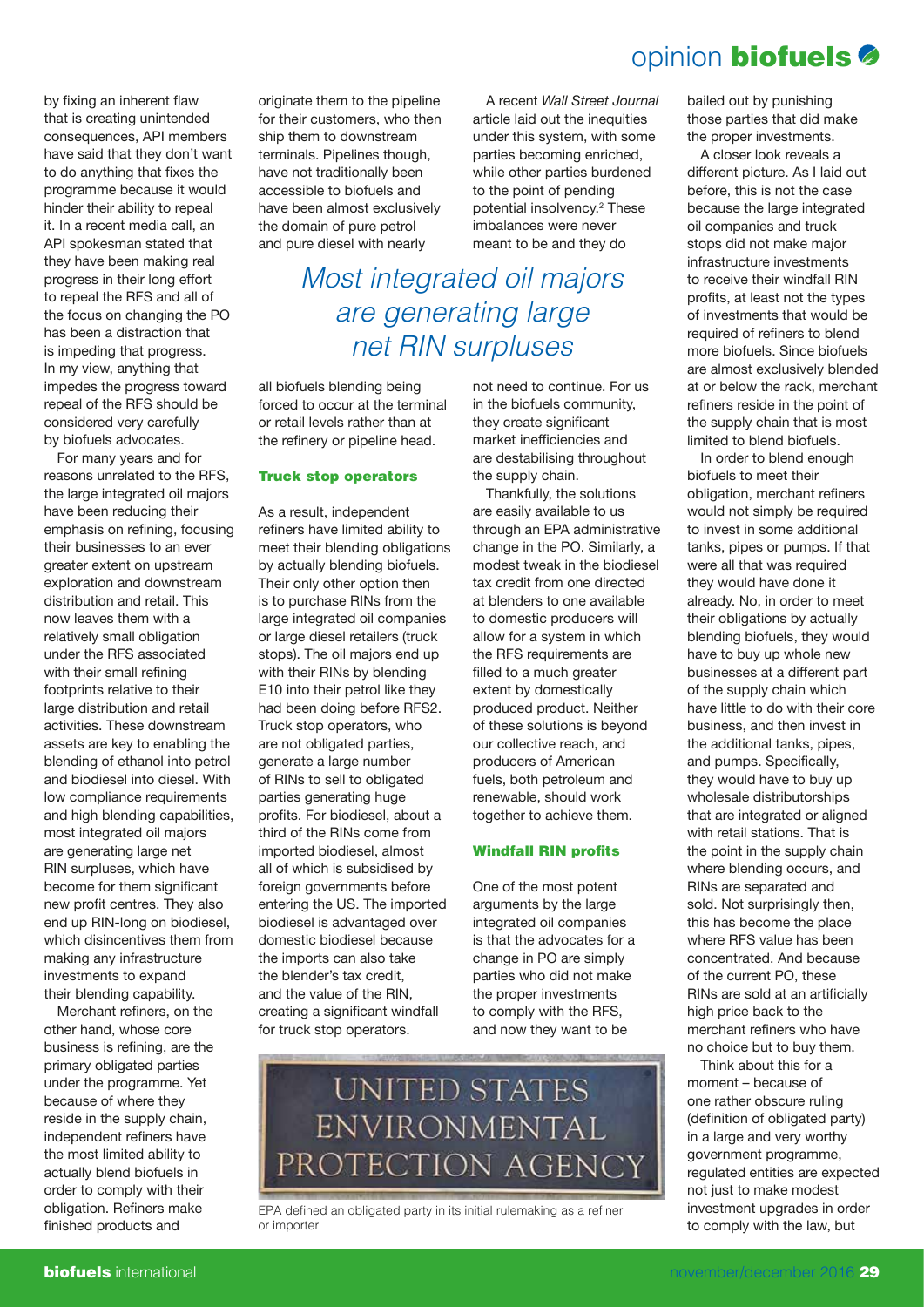by fixing an inherent flaw that is creating unintended consequences, API members have said that they don't want to do anything that fixes the programme because it would hinder their ability to repeal it. In a recent media call, an API spokesman stated that they have been making real progress in their long effort to repeal the RFS and all of the focus on changing the PO has been a distraction that is impeding that progress. In my view, anything that impedes the progress toward repeal of the RFS should be considered very carefully by biofuels advocates.

For many years and for reasons unrelated to the RFS, the large integrated oil majors have been reducing their emphasis on refining, focusing their businesses to an ever greater extent on upstream exploration and downstream distribution and retail. This now leaves them with a relatively small obligation under the RFS associated with their small refining footprints relative to their large distribution and retail activities. These downstream assets are key to enabling the blending of ethanol into petrol and biodiesel into diesel. With low compliance requirements and high blending capabilities, most integrated oil majors are generating large net RIN surpluses, which have become for them significant new profit centres. They also end up RIN-long on biodiesel, which disincentives them from making any infrastructure investments to expand their blending capability.

Merchant refiners, on the other hand, whose core business is refining, are the primary obligated parties under the programme. Yet because of where they reside in the supply chain, independent refiners have the most limited ability to actually blend biofuels in order to comply with their obligation. Refiners make finished products and originate them to the pipeline for their customers, who then ship them to downstream terminals. Pipelines though, have not traditionally been accessible to biofuels and have been almost exclusively the domain of pure petrol and pure diesel with nearly all biofuels blending being forced to occur at the terminal or retail levels rather than at the refinery or pipeline head.

*Most integrated oil majors are generating large net RIN surpluses*

## Truck stop operators

As a result, independent refiners have limited ability to meet their blending obligations by actually blending biofuels. Their only other option then is to purchase RINs from the large integrated oil companies or large diesel retailers (truck stops). The oil majors end up with their RINs by blending E10 into their petrol like they had been doing before RFS2. Truck stop operators, who are not obligated parties, generate a large number of RINs to sell to obligated parties generating huge profits. For biodiesel, about a third of the RINs come from imported biodiesel, almost all of which is subsidised by foreign governments before entering the US. The imported biodiesel is advantaged over domestic biodiesel because the imports can also take the blender's tax credit, and the value of the RIN, creating a significant windfall for truck stop operators.

A recent *Wall Street Journal* article laid out the inequities under this system, with some parties becoming enriched, while other parties burdened to the point of pending potential insolvency.[2] These imbalances were never meant to be and they do not need to continue. For us in the biofuels community, they create significant market inefficiencies and are destabilising throughout the supply chain.

Thankfully, the solutions are easily available to us through an EPA administrative change in the PO. Similarly, a modest tweak in the biodiesel tax credit from one directed at blenders to one available to domestic producers will allow for a system in which the RFS requirements are filled to a much greater extent by domestically produced product. Neither of these solutions is beyond our collective reach, and producers of American fuels, both petroleum and renewable, should work together to achieve them.

## Windfall RIN profits

One of the most potent arguments by the large integrated oil companies is that the advocates for a change in PO are simply parties who did not make the proper investments to comply with the RFS, and now they want to be bailed out by punishing those parties that did make the proper investments.

A closer look reveals a different picture. As I laid out before, this is not the case because the large integrated oil companies and truck stops did not make major infrastructure investments to receive their windfall RIN profits, at least not the types of investments that would be required of refiners to blend more biofuels. Since biofuels are almost exclusively blended at or below the rack, merchant refiners reside in the point of the supply chain that is most limited to blend biofuels.

In order to blend enough biofuels to meet their obligation, merchant refiners would not simply be required to invest in some additional tanks, pipes or pumps. If that were all that was required they would have done it already. No, in order to meet their obligations by actually blending biofuels, they would have to buy up whole new businesses at a different part of the supply chain which have little to do with their core business, and then invest in the additional tanks, pipes, and pumps. Specifically, they would have to buy up wholesale distributorships that are integrated or aligned with retail stations. That is the point in the supply chain where blending occurs, and RINs are separated and sold. Not surprisingly then, this has become the place where RFS value has been concentrated. And because of the current PO, these RINs are sold at an artificially high price back to the merchant refiners who have no choice but to buy them.

Think about this for a moment – because of one rather obscure ruling (definition of obligated party) in a large and very worthy government programme, regulated entities are expected not just to make modest investment upgrades in order to comply with the law, but

EPA defined an obligated party in its initial rulemaking as a refiner or importer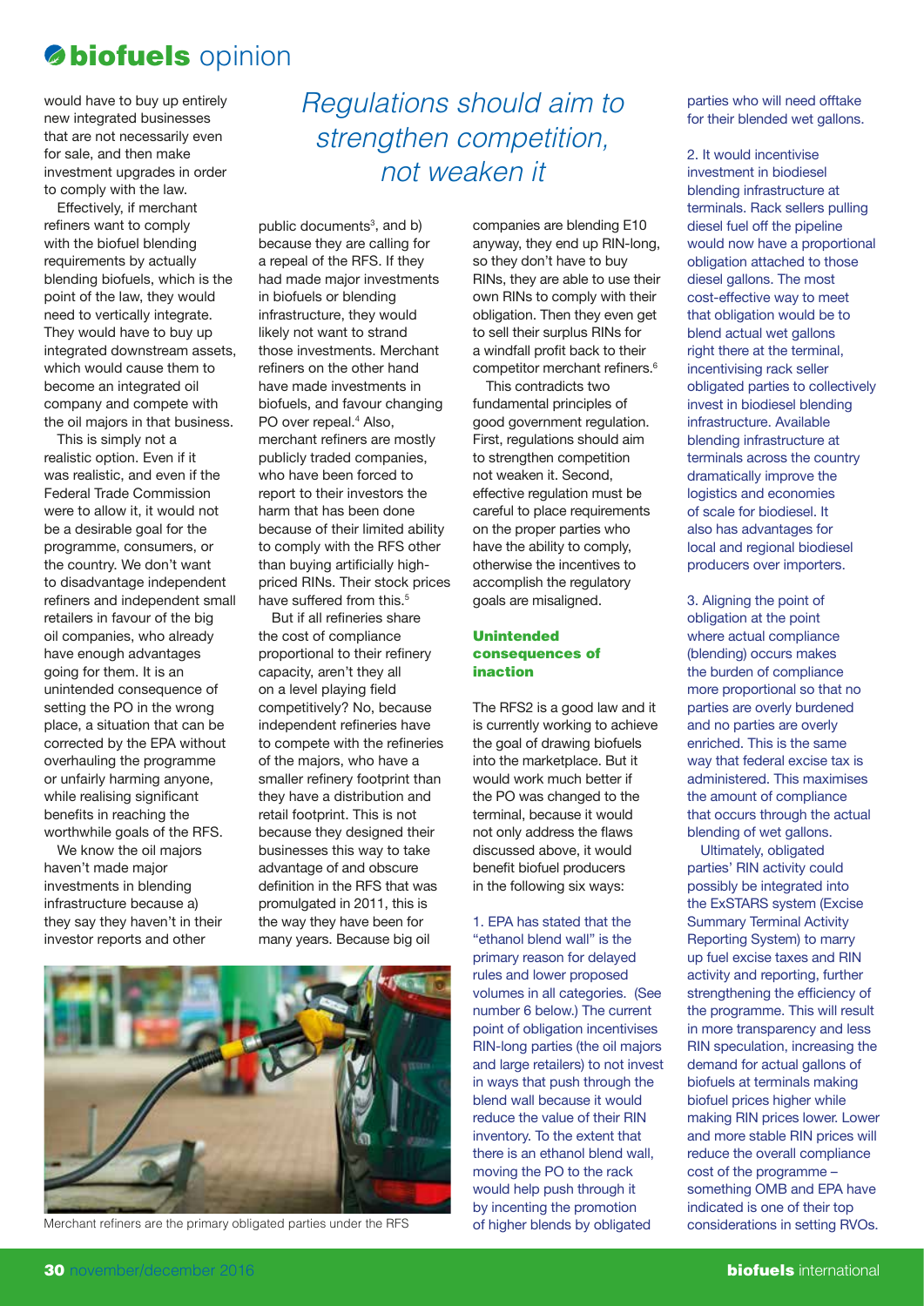would have to buy up entirely new integrated businesses that are not necessarily even for sale, and then make investment upgrades in order to comply with the law.

Effectively, if merchant refiners want to comply with the biofuel blending requirements by actually blending biofuels, which is the point of the law, they would need to vertically integrate. They would have to buy up integrated downstream assets, which would cause them to become an integrated oil company and compete with the oil majors in that business.

This is simply not a realistic option. Even if it was realistic, and even if the Federal Trade Commission were to allow it, it would not be a desirable goal for the programme, consumers, or the country. We don't want to disadvantage independent refiners and independent small retailers in favour of the big oil companies, who already have enough advantages going for them. It is an unintended consequence of setting the PO in the wrong place, a situation that can be corrected by the EPA without overhauling the programme or unfairly harming anyone, while realising significant benefits in reaching the worthwhile goals of the RFS.

We know the oil majors haven't made major investments in blending infrastructure because a) they say they haven't in their investor reports and other public documents[3], and b) because they are calling for a repeal of the RFS. If they had made major investments in biofuels or blending infrastructure, they would likely not want to strand those investments. Merchant refiners on the other hand have made investments in biofuels, and favour changing PO over repeal.[4] Also, merchant refiners are mostly publicly traded companies, who have been forced to report to their investors the harm that has been done because of their limited ability to comply with the RFS other than buying artificially high-priced RINs. Their stock prices have suffered from this.[5]

*Regulations should aim to strengthen competition, not weaken it*

But if all refineries share the cost of compliance proportional to their refinery capacity, aren't they all on a level playing field competitively? No, because independent refineries have to compete with the refineries of the majors, who have a smaller refinery footprint than they have a distribution and retail footprint. This is not because they designed their businesses this way to take advantage of and obscure definition in the RFS that was promulgated in 2011, this is the way they have been for many years. Because big oil companies are blending E10 anyway, they end up RIN-long, so they don't have to buy RINs, they are able to use their own RINs to comply with their obligation. Then they even get to sell their surplus RINs for a windfall profit back to their competitor merchant refiners.[6]

This contradicts two fundamental principles of good government regulation. First, regulations should aim to strengthen competition not weaken it. Second, effective regulation must be careful to place requirements on the proper parties who have the ability to comply, otherwise the incentives to accomplish the regulatory goals are misaligned.

Merchant refiners are the primary obligated parties under the RFS

## Unintended consequences of inaction

The RFS2 is a good law and it is currently working to achieve the goal of drawing biofuels into the marketplace. But it would work much better if the PO was changed to the terminal, because it would not only address the flaws discussed above, it would benefit biofuel producers in the following six ways:

1. EPA has stated that the "ethanol blend wall" is the primary reason for delayed rules and lower proposed volumes in all categories. (See number 6 below.) The current point of obligation incentivises RIN-long parties (the oil majors and large retailers) to not invest in ways that push through the blend wall because it would reduce the value of their RIN inventory. To the extent that there is an ethanol blend wall, moving the PO to the rack would help push through it by incenting the promotion of higher blends by obligated parties who will need offtake for their blended wet gallons.

2. It would incentivise investment in biodiesel blending infrastructure at terminals. Rack sellers pulling diesel fuel off the pipeline would now have a proportional obligation attached to those diesel gallons. The most cost-effective way to meet that obligation would be to blend actual wet gallons right there at the terminal, incentivising rack seller obligated parties to collectively invest in biodiesel blending infrastructure. Available blending infrastructure at terminals across the country dramatically improve the logistics and economies of scale for biodiesel. It also has advantages for local and regional biodiesel producers over importers.

3. Aligning the point of obligation at the point where actual compliance (blending) occurs makes the burden of compliance more proportional so that no parties are overly burdened and no parties are overly enriched. This is the same way that federal excise tax is administered. This maximises the amount of compliance that occurs through the actual blending of wet gallons.

Ultimately, obligated parties' RIN activity could possibly be integrated into the ExSTARS system (Excise Summary Terminal Activity Reporting System) to marry up fuel excise taxes and RIN activity and reporting, further strengthening the efficiency of the programme. This will result in more transparency and less RIN speculation, increasing the demand for actual gallons of biofuels at terminals making biofuel prices higher while making RIN prices lower. Lower and more stable RIN prices will reduce the overall compliance cost of the programme – something OMB and EPA have indicated is one of their top considerations in setting RVOs.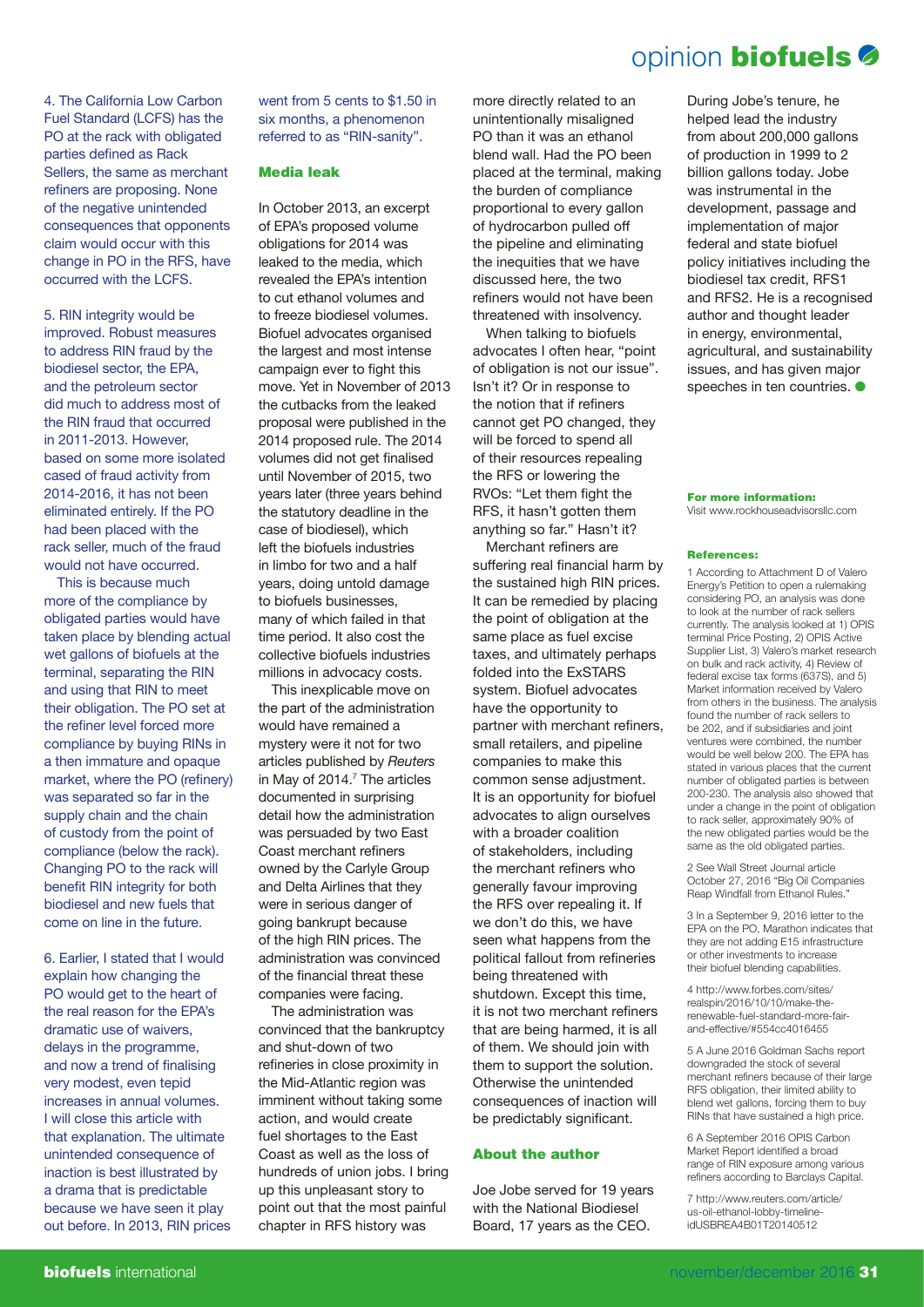4. The California Low Carbon Fuel Standard (LCFS) has the PO at the rack with obligated parties defined as Rack Sellers, the same as merchant refiners are proposing. None of the negative unintended consequences that opponents claim would occur with this change in PO in the RFS, have occurred with the LCFS.

5. RIN integrity would be improved. Robust measures to address RIN fraud by the biodiesel sector, the EPA, and the petroleum sector did much to address most of the RIN fraud that occurred in 2011-2013. However, based on some more isolated cased of fraud activity from 2014-2016, it has not been eliminated entirely. If the PO had been placed with the rack seller, much of the fraud would not have occurred.

This is because much more of the compliance by obligated parties would have taken place by blending actual wet gallons of biofuels at the terminal, separating the RIN and using that RIN to meet their obligation. The PO set at the refiner level forced more compliance by buying RINs in a then immature and opaque market, where the PO (refinery) was separated so far in the supply chain and the chain of custody from the point of compliance (below the rack). Changing PO to the rack will benefit RIN integrity for both biodiesel and new fuels that come on line in the future.

6. Earlier, I stated that I would explain how changing the PO would get to the heart of the real reason for the EPA's dramatic use of waivers, delays in the programme, and now a trend of finalising very modest, even tepid increases in annual volumes. I will close this article with that explanation. The ultimate unintended consequence of inaction is best illustrated by a drama that is predictable because we have seen it play out before. In 2013, RIN prices went from 5 cents to $1.50 in six months, a phenomenon referred to as "RIN-sanity".

### Media leak

In October 2013, an excerpt of EPA's proposed volume obligations for 2014 was leaked to the media, which revealed the EPA's intention to cut ethanol volumes and to freeze biodiesel volumes. Biofuel advocates organised the largest and most intense campaign ever to fight this move. Yet in November of 2013 the cutbacks from the leaked proposal were published in the 2014 proposed rule. The 2014 volumes did not get finalised until November of 2015, two years later (three years behind the statutory deadline in the case of biodiesel), which left the biofuels industries in limbo for two and a half years, doing untold damage to biofuels businesses, many of which failed in that time period. It also cost the collective biofuels industries millions in advocacy costs.

This inexplicable move on the part of the administration would have remained a mystery were it not for two articles published by *Reuters* in May of 2014.[7] The articles documented in surprising detail how the administration was persuaded by two East Coast merchant refiners owned by the Carlyle Group and Delta Airlines that they were in serious danger of going bankrupt because of the high RIN prices. The administration was convinced of the financial threat these companies were facing.

The administration was convinced that the bankruptcy and shut-down of two refineries in close proximity in the Mid-Atlantic region was imminent without taking some action, and would create fuel shortages to the East Coast as well as the loss of hundreds of union jobs. I bring up this unpleasant story to point out that the most painful chapter in RFS history was more directly related to an unintentionally misaligned PO than it was an ethanol blend wall. Had the PO been placed at the terminal, making the burden of compliance proportional to every gallon of hydrocarbon pulled off the pipeline and eliminating the inequities that we have discussed here, the two refiners would not have been threatened with insolvency.

When talking to biofuels advocates I often hear, "point of obligation is not our issue". Isn't it? Or in response to the notion that if refiners cannot get PO changed, they will be forced to spend all of their resources repealing the RFS or lowering the RVOs: "Let them fight the RFS, it hasn't gotten them anything so far." Hasn't it?

Merchant refiners are suffering real financial harm by the sustained high RIN prices. It can be remedied by placing the point of obligation at the same place as fuel excise taxes, and ultimately perhaps folded into the ExSTARS system. Biofuel advocates have the opportunity to partner with merchant refiners, small retailers, and pipeline companies to make this common sense adjustment. It is an opportunity for biofuel advocates to align ourselves with a broader coalition of stakeholders, including the merchant refiners who generally favour improving the RFS over repealing it. If we don't do this, we have seen what happens from the political fallout from refineries being threatened with shutdown. Except this time, it is not two merchant refiners that are being harmed, it is all of them. We should join with them to support the solution. Otherwise the unintended consequences of inaction will be predictably significant.

### About the author

Joe Jobe served for 19 years with the National Biodiesel Board, 17 years as the CEO. During Jobe's tenure, he helped lead the industry from about 200,000 gallons of production in 1999 to 2 billion gallons today. Jobe was instrumental in the development, passage and implementation of major federal and state biofuel policy initiatives including the biodiesel tax credit, RFS1 and RFS2. He is a recognised author and thought leader in energy, environmental, agricultural, and sustainability issues, and has given major speeches in ten countries.

**For more information:**
Visit www.rockhouseadvisorsllc.com

### References:

1 According to Attachment D of Valero Energy's Petition to open a rulemaking considering PO, an analysis was done to look at the number of rack sellers currently. The analysis looked at 1) OPIS terminal Price Posting, 2) OPIS Active Supplier List, 3) Valero's market research on bulk and rack activity, 4) Review of federal excise tax forms (637S), and 5) Market information received by Valero from others in the business. The analysis found the number of rack sellers to be 202, and if subsidiaries and joint ventures were combined, the number would be well below 200. The EPA has stated in various places that the current number of obligated parties is between 200-230. The analysis also showed that under a change in the point of obligation to rack seller, approximately 90% of the new obligated parties would be the same as the old obligated parties.

2 See Wall Street Journal article October 27, 2016 "Big Oil Companies Reap Windfall from Ethanol Rules."

3 In a September 9, 2016 letter to the EPA on the PO, Marathon indicates that they are not adding E15 infrastructure or other investments to increase their biofuel blending capabilities.

4 http://www.forbes.com/sites/realspin/2016/10/10/make-the-renewable-fuel-standard-more-fair-and-effective/#554cc4016455

5 A June 2016 Goldman Sachs report downgraded the stock of several merchant refiners because of their large RFS obligation, their limited ability to blend wet gallons, forcing them to buy RINs that have sustained a high price.

6 A September 2016 OPIS Carbon Market Report identified a broad range of RIN exposure among various refiners according to Barclays Capital.

7 http://www.reuters.com/article/us-oil-ethanol-lobby-timeline-idUSBREA4B01T20140512